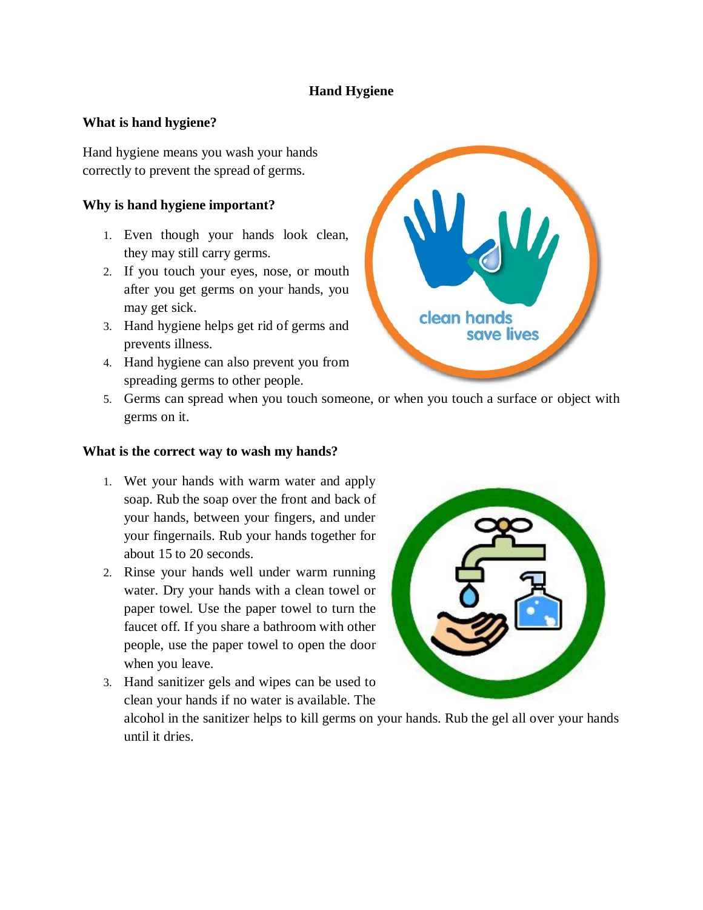# Hand Hygiene

## What is hand hygiene?

Hand hygiene means you wash your hands correctly to prevent the spread of germs.

## Why is hand hygiene important?

1. Even though your hands look clean, they may still carry germs.
2. If you touch your eyes, nose, or mouth after you get germs on your hands, you may get sick.
3. Hand hygiene helps get rid of germs and prevents illness.
4. Hand hygiene can also prevent you from spreading germs to other people.
5. Germs can spread when you touch someone, or when you touch a surface or object with germs on it.

## What is the correct way to wash my hands?

1. Wet your hands with warm water and apply soap. Rub the soap over the front and back of your hands, between your fingers, and under your fingernails. Rub your hands together for about 15 to 20 seconds.
2. Rinse your hands well under warm running water. Dry your hands with a clean towel or paper towel. Use the paper towel to turn the faucet off. If you share a bathroom with other people, use the paper towel to open the door when you leave.
3. Hand sanitizer gels and wipes can be used to clean your hands if no water is available. The alcohol in the sanitizer helps to kill germs on your hands. Rub the gel all over your hands until it dries.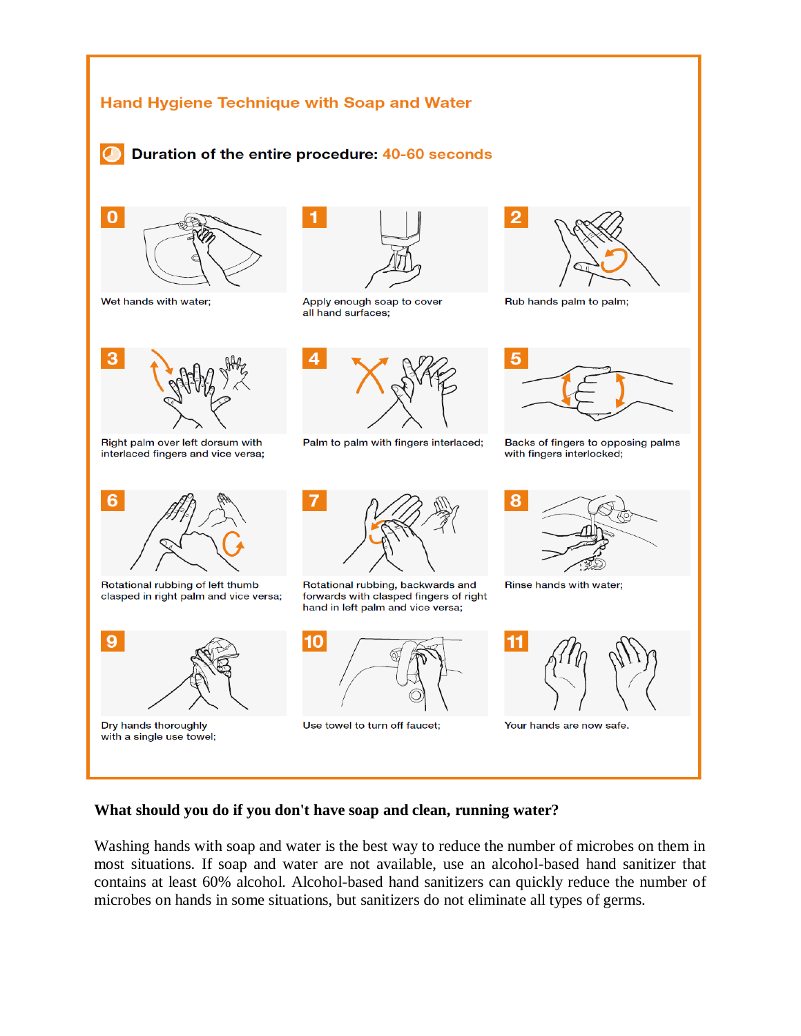## Hand Hygiene Technique with Soap and Water

**Duration of the entire procedure: 40-60 seconds**

0. Wet hands with water;
1. Apply enough soap to cover all hand surfaces;
2. Rub hands palm to palm;
3. Right palm over left dorsum with interlaced fingers and vice versa;
4. Palm to palm with fingers interlaced;
5. Backs of fingers to opposing palms with fingers interlocked;
6. Rotational rubbing of left thumb clasped in right palm and vice versa;
7. Rotational rubbing, backwards and forwards with clasped fingers of right hand in left palm and vice versa;
8. Rinse hands with water;
9. Dry hands thoroughly with a single use towel;
10. Use towel to turn off faucet;
11. Your hands are now safe.

**What should you do if you don't have soap and clean, running water?**

Washing hands with soap and water is the best way to reduce the number of microbes on them in most situations. If soap and water are not available, use an alcohol-based hand sanitizer that contains at least 60% alcohol. Alcohol-based hand sanitizers can quickly reduce the number of microbes on hands in some situations, but sanitizers do not eliminate all types of germs.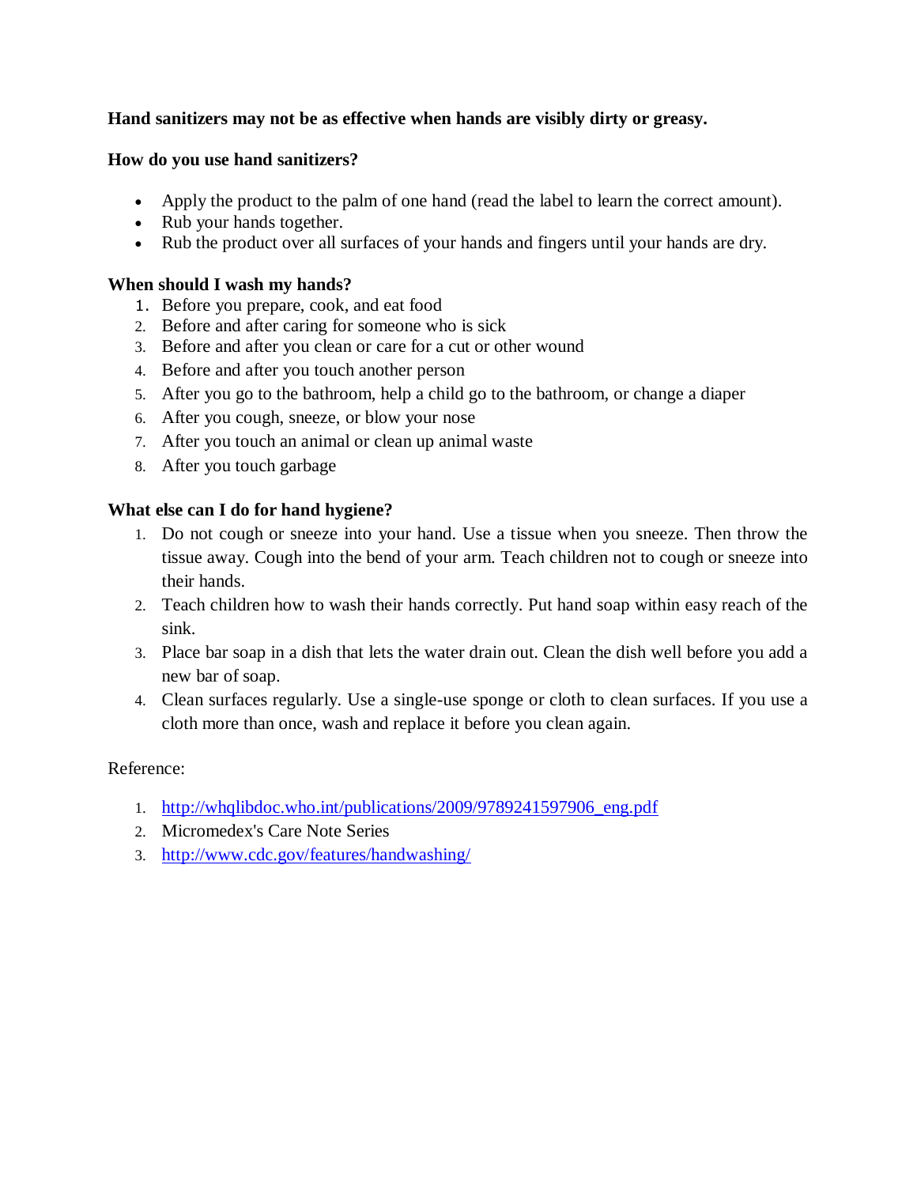**Hand sanitizers may not be as effective when hands are visibly dirty or greasy.**

**How do you use hand sanitizers?**

- Apply the product to the palm of one hand (read the label to learn the correct amount).
- Rub your hands together.
- Rub the product over all surfaces of your hands and fingers until your hands are dry.

**When should I wash my hands?**

1. Before you prepare, cook, and eat food
2. Before and after caring for someone who is sick
3. Before and after you clean or care for a cut or other wound
4. Before and after you touch another person
5. After you go to the bathroom, help a child go to the bathroom, or change a diaper
6. After you cough, sneeze, or blow your nose
7. After you touch an animal or clean up animal waste
8. After you touch garbage

**What else can I do for hand hygiene?**

1. Do not cough or sneeze into your hand. Use a tissue when you sneeze. Then throw the tissue away. Cough into the bend of your arm. Teach children not to cough or sneeze into their hands.
2. Teach children how to wash their hands correctly. Put hand soap within easy reach of the sink.
3. Place bar soap in a dish that lets the water drain out. Clean the dish well before you add a new bar of soap.
4. Clean surfaces regularly. Use a single-use sponge or cloth to clean surfaces. If you use a cloth more than once, wash and replace it before you clean again.

Reference:

1. http://whqlibdoc.who.int/publications/2009/9789241597906_eng.pdf
2. Micromedex's Care Note Series
3. http://www.cdc.gov/features/handwashing/